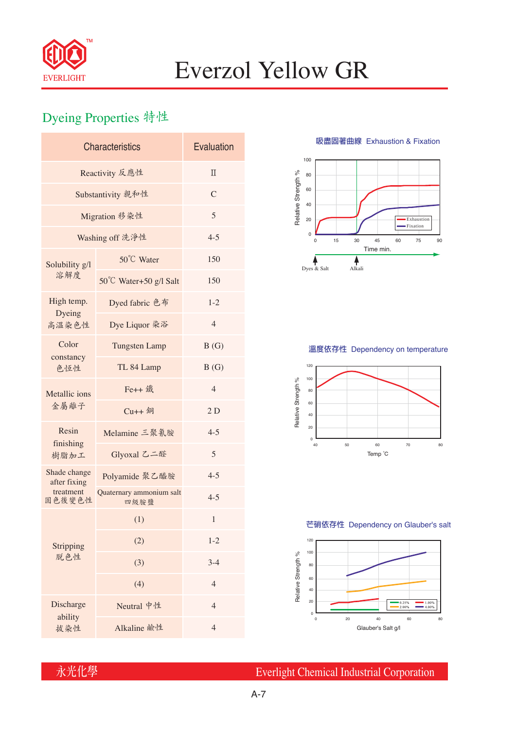# Everzol Yellow GR

## Dyeing Properties 特性

| Characteristics | | Evaluation |
|---|---|---|
| Reactivity 反應性 | | II |
| Substantivity 親和性 | | C |
| Migration 移染性 | | 5 |
| Washing off 洗淨性 | | 4-5 |
| Solubility g/l 溶解度 | 50℃ Water | 150 |
| | 50℃ Water+50 g/l Salt | 150 |
| High temp. Dyeing 高溫染色性 | Dyed fabric 色布 | 1-2 |
| | Dye Liquor 染浴 | 4 |
| Color constancy 色恆性 | Tungsten Lamp | B (G) |
| | TL 84 Lamp | B (G) |
| Metallic ions 金屬離子 | Fe++ 鐵 | 4 |
| | Cu++ 銅 | 2 D |
| Resin finishing 樹脂加工 | Melamine 三聚氰胺 | 4-5 |
| | Glyoxal 乙二醛 | 5 |
| Shade change after fixing treatment 固色後變色性 | Polyamide 聚乙醯胺 | 4-5 |
| | Quaternary ammonium salt 四級胺鹽 | 4-5 |
| Stripping 脫色性 | (1) | 1 |
| | (2) | 1-2 |
| | (3) | 3-4 |
| | (4) | 4 |
| Discharge ability 拔染性 | Neutral 中性 | 4 |
| | Alkaline 鹼性 | 4 |

### 吸盡固著曲線 Exhaustion & Fixation

### 溫度依存性 Dependency on temperature

### 芒硝依存性 Dependency on Glauber's salt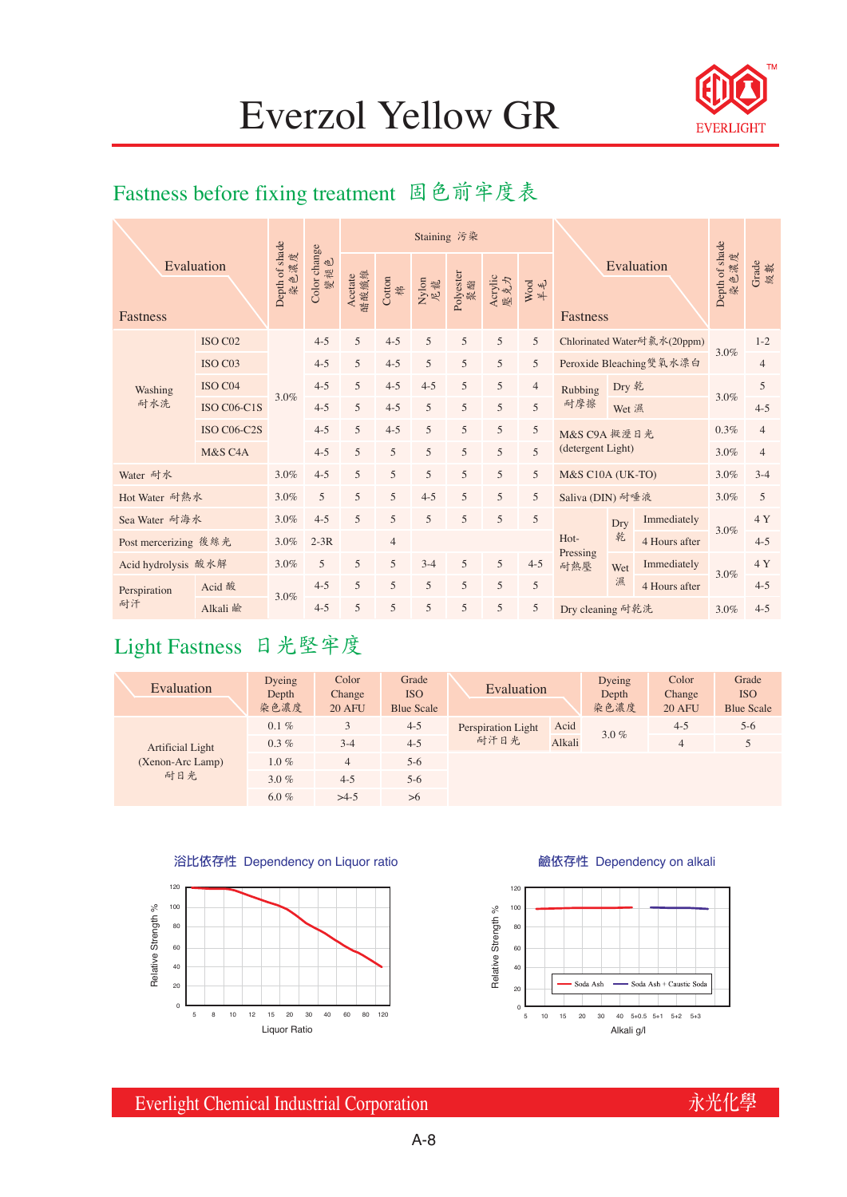# Everzol Yellow GR

EVERLIGHT

## Fastness before fixing treatment 固色前牢度表

| Fastness \ Evaluation | | Depth of shade 染色濃度 | Color change 變褪色 | Staining 污染: Acetate 醋酸纖維 | Cotton 棉 | Nylon 尼龍 | Polyester 聚酯 | Acrylic 壓克力 | Wool 羊毛 |
|---|---|---|---|---|---|---|---|---|---|
| Washing 耐水洗 | ISO C02 | 3.0% | 4-5 | 5 | 4-5 | 5 | 5 | 5 | 5 |
| | ISO C03 | | 4-5 | 5 | 4-5 | 5 | 5 | 5 | 5 |
| | ISO C04 | | 4-5 | 5 | 4-5 | 4-5 | 5 | 5 | 4 |
| | ISO C06-C1S | | 4-5 | 5 | 4-5 | 5 | 5 | 5 | 5 |
| | ISO C06-C2S | | 4-5 | 5 | 4-5 | 5 | 5 | 5 | 5 |
| | M&S C4A | | 4-5 | 5 | 5 | 5 | 5 | 5 | 5 |
| Water 耐水 | | 3.0% | 4-5 | 5 | 5 | 5 | 5 | 5 | 5 |
| Hot Water 耐熱水 | | 3.0% | 5 | 5 | 5 | 4-5 | 5 | 5 | 5 |
| Sea Water 耐海水 | | 3.0% | 4-5 | 5 | 5 | 5 | 5 | 5 | 5 |
| Post mercerizing 後絲光 | | 3.0% | 2-3R | | 4 | | | | |
| Acid hydrolysis 酸水解 | | 3.0% | 5 | 5 | 5 | 3-4 | 5 | 5 | 4-5 |
| Perspiration 耐汗 | Acid 酸 | 3.0% | 4-5 | 5 | 5 | 5 | 5 | 5 | 5 |
| | Alkali 鹼 | | 4-5 | 5 | 5 | 5 | 5 | 5 | 5 |

| Fastness \ Evaluation | | | Depth of shade 染色濃度 | Grade 級數 |
|---|---|---|---|---|
| Chlorinated Water 耐氯水(20ppm) | | | 3.0% | 1-2 |
| Peroxide Bleaching 雙氧水漂白 | | | | 4 |
| Rubbing 耐摩擦 | Dry 乾 | | 3.0% | 5 |
| | Wet 濕 | | | 4-5 |
| M&S C9A 擬洗日光 (detergent Light) | | | 0.3% | 4 |
| | | | 3.0% | 4 |
| M&S C10A (UK-TO) | | | 3.0% | 3-4 |
| Saliva (DIN) 耐唾液 | | | 3.0% | 5 |
| Hot-Pressing 耐熱壓 | Dry 乾 | Immediately | 3.0% | 4 Y |
| | | 4 Hours after | | 4-5 |
| | Wet 濕 | Immediately | 3.0% | 4 Y |
| | | 4 Hours after | | 4-5 |
| Dry cleaning 耐乾洗 | | | 3.0% | 4-5 |

## Light Fastness 日光堅牢度

| Evaluation | Dyeing Depth 染色濃度 | Color Change 20 AFU | Grade ISO Blue Scale |
|---|---|---|---|
| Artificial Light (Xenon-Arc Lamp) 耐日光 | 0.1 % | 3 | 4-5 |
| | 0.3 % | 3-4 | 4-5 |
| | 1.0 % | 4 | 5-6 |
| | 3.0 % | 4-5 | 5-6 |
| | 6.0 % | >4-5 | >6 |

| Evaluation | | Dyeing Depth 染色濃度 | Color Change 20 AFU | Grade ISO Blue Scale |
|---|---|---|---|---|
| Perspiration Light 耐汗日光 | Acid | 3.0 % | 4-5 | 5-6 |
| | Alkali | | 4 | 5 |

浴比依存性 Dependency on Liquor ratio

Relative Strength %
0 20 40 60 80 100 120
5 8 10 12 15 20 30 40 60 80 120
Liquor Ratio

鹼依存性 Dependency on alkali

Relative Strength %
0 20 40 60 80 100 120
5 10 15 20 30 40 5+0.5 5+1 5+2 5+3
Alkali g/l
Soda Ash — Soda Ash + Caustic Soda

Everlight Chemical Industrial Corporation 永光化學